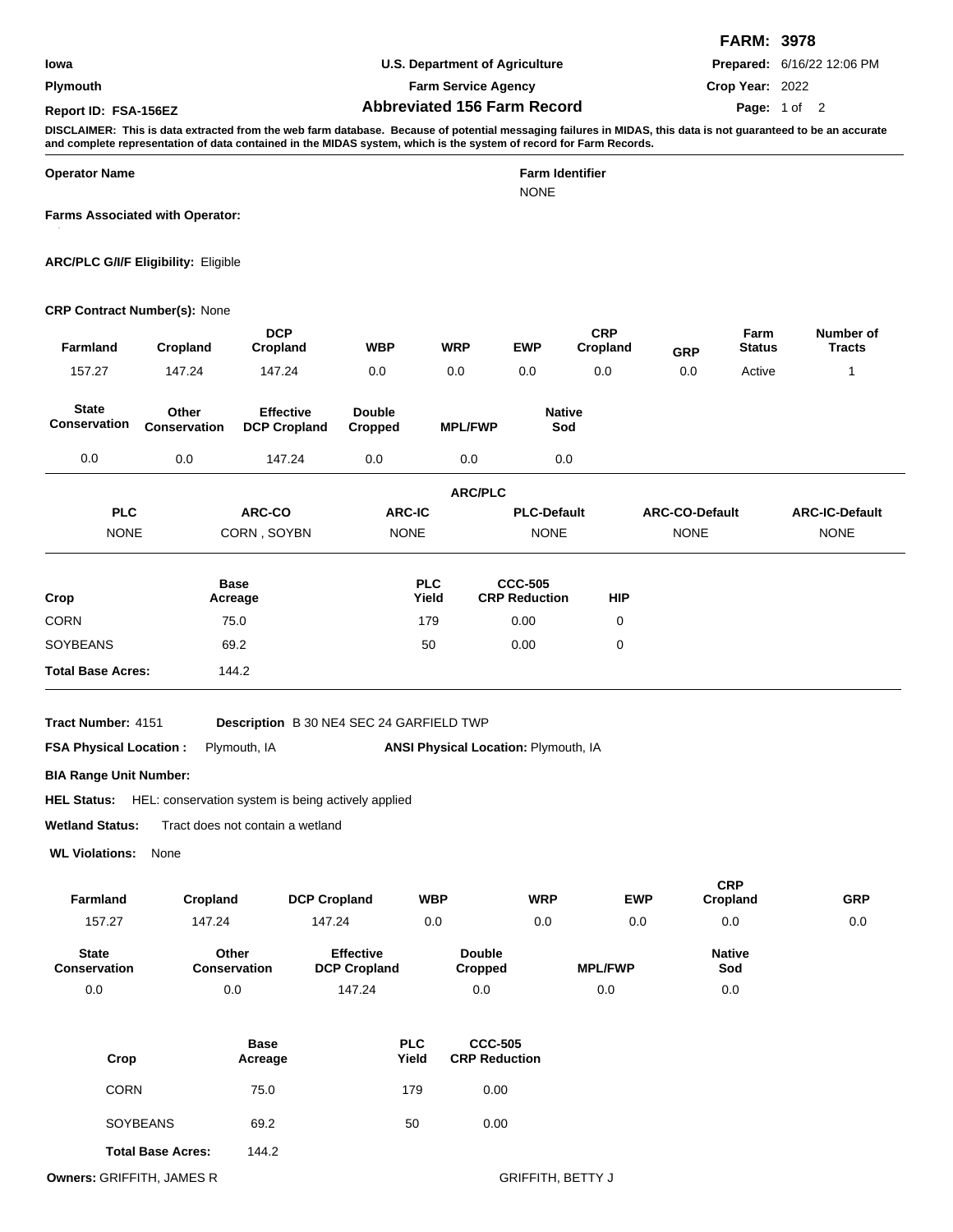**FARM: 3978**

| | | |
|---|---|---|
| Iowa | U.S. Department of Agriculture | **Prepared:** 6/16/22 12:06 PM |
| Plymouth | Farm Service Agency | **Crop Year:** 2022 |
| **Report ID: FSA-156EZ** | **Abbreviated 156 Farm Record** | |

**DISCLAIMER: This is data extracted from the web farm database. Because of potential messaging failures in MIDAS, this data is not guaranteed to be an accurate and complete representation of data contained in the MIDAS system, which is the system of record for Farm Records.**

**Operator Name**

**Farm Identifier**
NONE

**Farms Associated with Operator:**

**ARC/PLC G/I/F Eligibility:** Eligible

**CRP Contract Number(s):** None

| Farmland | Cropland | DCP Cropland | WBP | WRP | EWP | CRP Cropland | GRP | Farm Status | Number of Tracts |
|---|---|---|---|---|---|---|---|---|---|
| 157.27 | 147.24 | 147.24 | 0.0 | 0.0 | 0.0 | 0.0 | 0.0 | Active | 1 |

| State Conservation | Other Conservation | Effective DCP Cropland | Double Cropped | MPL/FWP | Native Sod |
|---|---|---|---|---|---|
| 0.0 | 0.0 | 147.24 | 0.0 | 0.0 | 0.0 |

**ARC/PLC**

| PLC | ARC-CO | ARC-IC | PLC-Default | ARC-CO-Default | ARC-IC-Default |
|---|---|---|---|---|---|
| NONE | CORN , SOYBN | NONE | NONE | NONE | NONE |

| Crop | Base Acreage | PLC Yield | CCC-505 CRP Reduction | HIP |
|---|---|---|---|---|
| CORN | 75.0 | 179 | 0.00 | 0 |
| SOYBEANS | 69.2 | 50 | 0.00 | 0 |
| **Total Base Acres:** | 144.2 | | | |

**Tract Number:** 4151 **Description** B 30 NE4 SEC 24 GARFIELD TWP

**FSA Physical Location :** Plymouth, IA **ANSI Physical Location:** Plymouth, IA

**BIA Range Unit Number:**

**HEL Status:** HEL: conservation system is being actively applied

**Wetland Status:** Tract does not contain a wetland

**WL Violations:** None

| Farmland | Cropland | DCP Cropland | WBP | WRP | EWP | CRP Cropland | GRP |
|---|---|---|---|---|---|---|---|
| 157.27 | 147.24 | 147.24 | 0.0 | 0.0 | 0.0 | 0.0 | 0.0 |

| State Conservation | Other Conservation | Effective DCP Cropland | Double Cropped | MPL/FWP | Native Sod |
|---|---|---|---|---|---|
| 0.0 | 0.0 | 147.24 | 0.0 | 0.0 | 0.0 |

| Crop | Base Acreage | PLC Yield | CCC-505 CRP Reduction |
|---|---|---|---|
| CORN | 75.0 | 179 | 0.00 |
| SOYBEANS | 69.2 | 50 | 0.00 |
| **Total Base Acres:** | 144.2 | | |

**Owners:** GRIFFITH, JAMES R GRIFFITH, BETTY J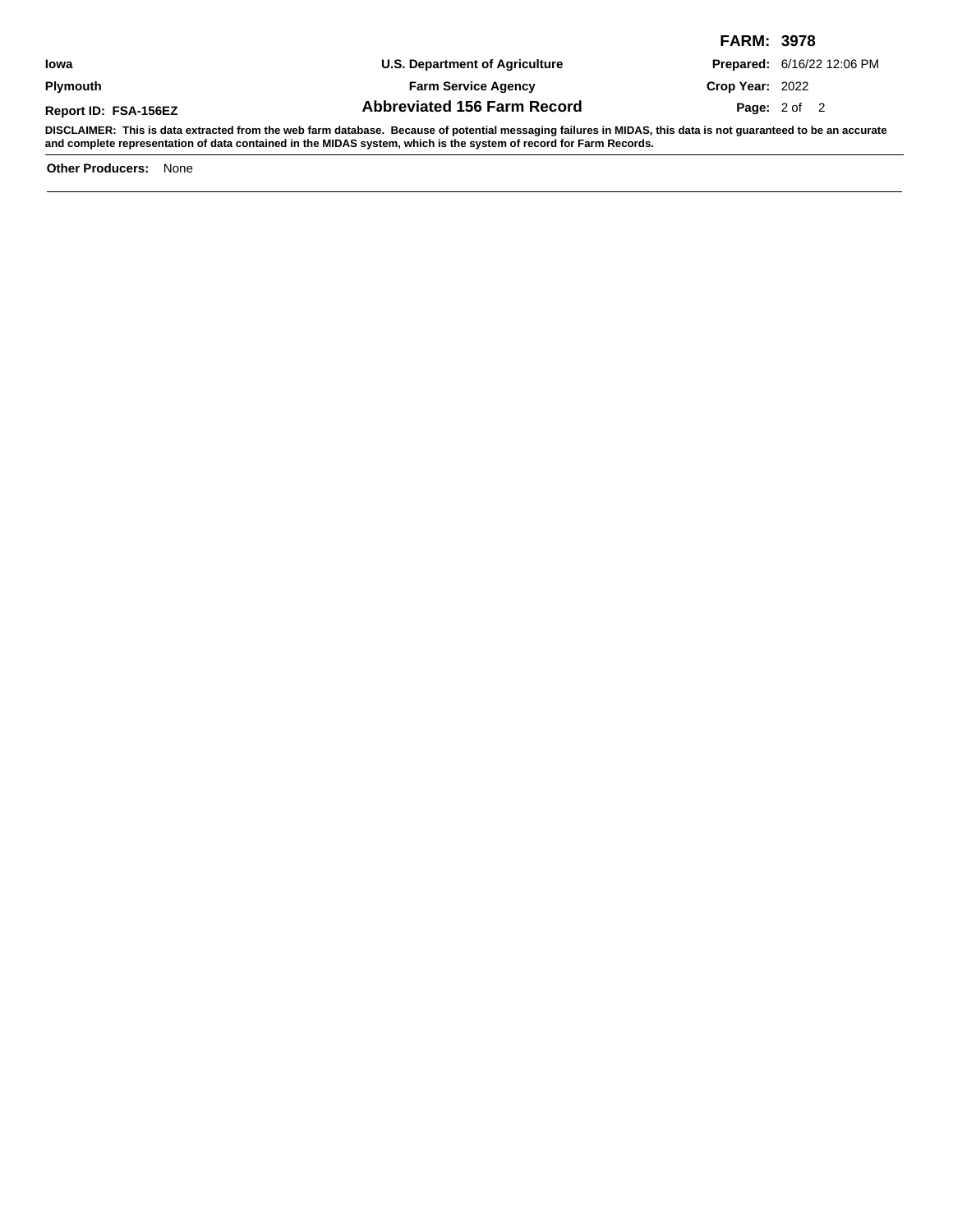**Other Producers:** None